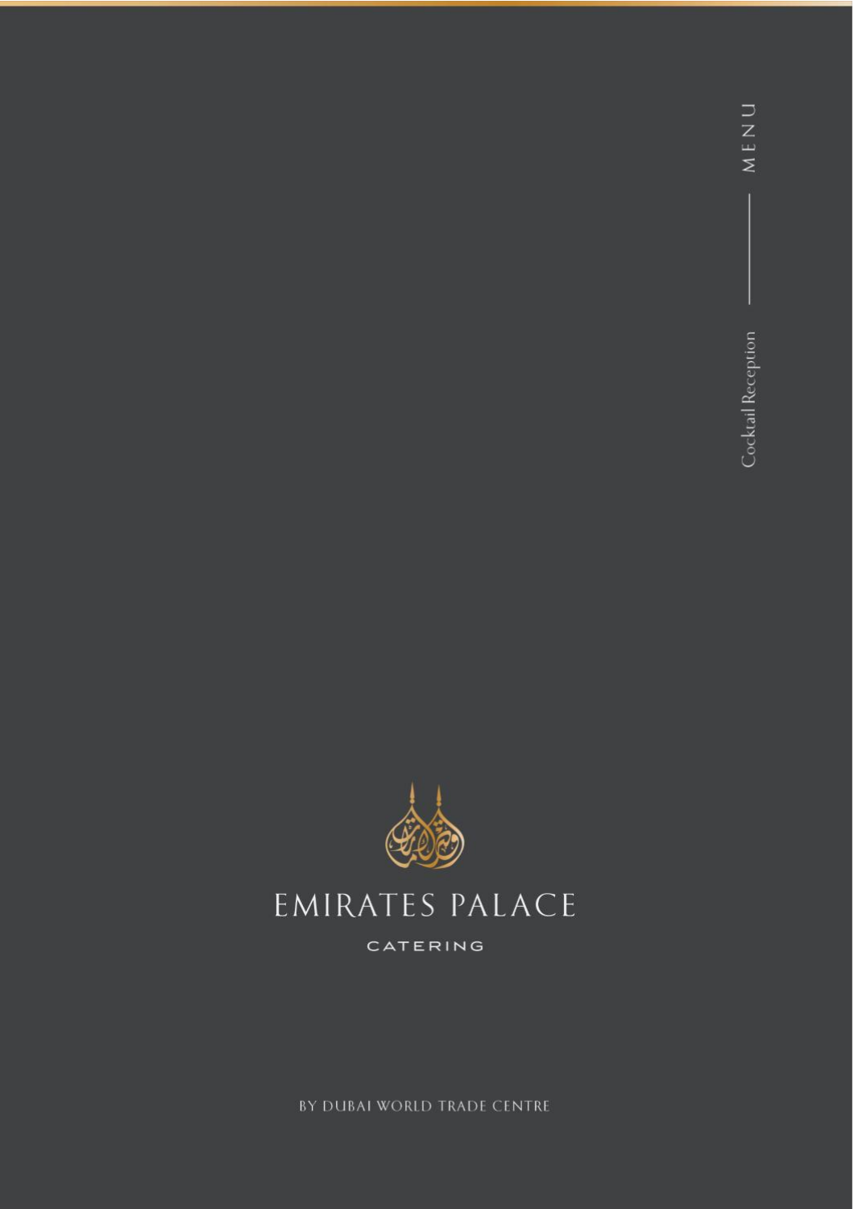MENU

Cocktail Reception

# EMIRATES PALACE

CATERING

BY DUBAI WORLD TRADE CENTRE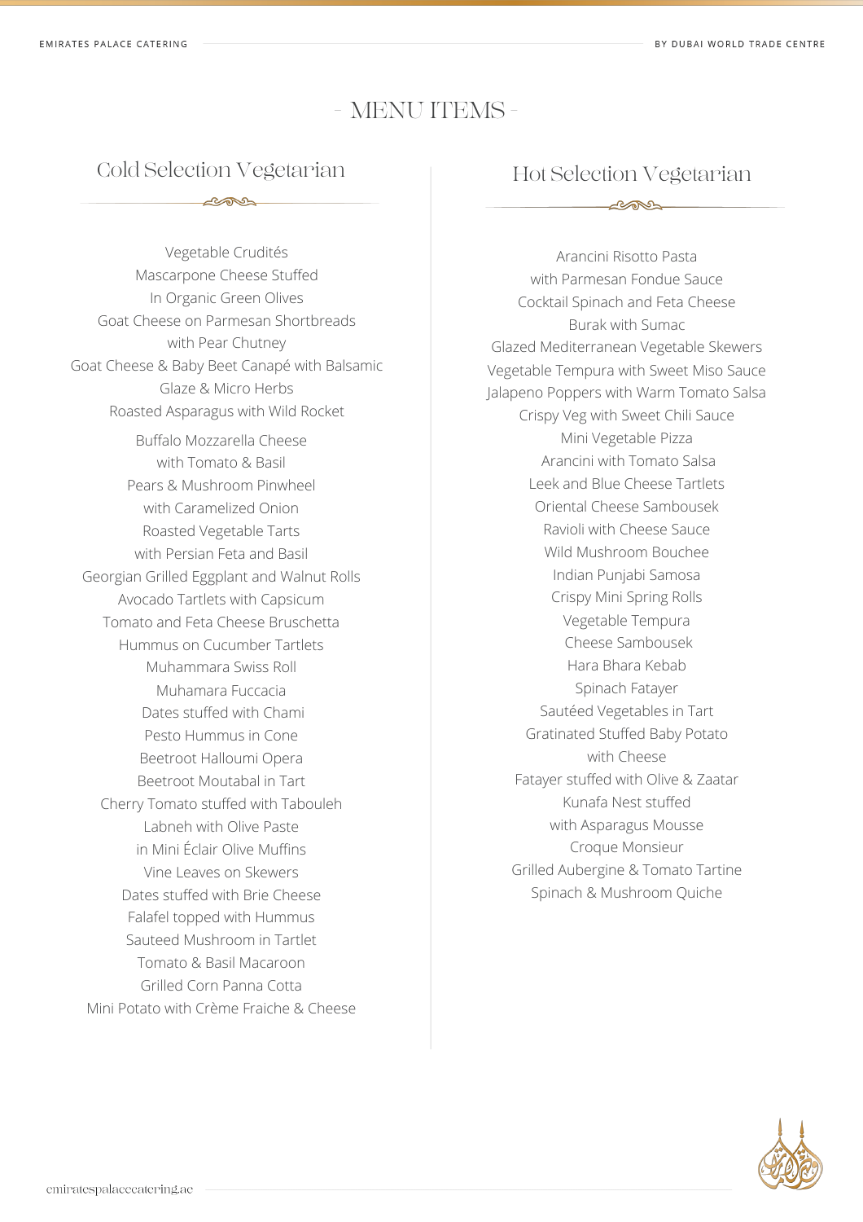# - MENU ITEMS -

## Cold Selection Vegetarian

Vegetable Crudités
Mascarpone Cheese Stuffed
In Organic Green Olives
Goat Cheese on Parmesan Shortbreads
with Pear Chutney
Goat Cheese & Baby Beet Canapé with Balsamic
Glaze & Micro Herbs
Roasted Asparagus with Wild Rocket
Buffalo Mozzarella Cheese
with Tomato & Basil
Pears & Mushroom Pinwheel
with Caramelized Onion
Roasted Vegetable Tarts
with Persian Feta and Basil
Georgian Grilled Eggplant and Walnut Rolls
Avocado Tartlets with Capsicum
Tomato and Feta Cheese Bruschetta
Hummus on Cucumber Tartlets
Muhammara Swiss Roll
Muhamara Fuccacia
Dates stuffed with Chami
Pesto Hummus in Cone
Beetroot Halloumi Opera
Beetroot Moutabal in Tart
Cherry Tomato stuffed with Tabouleh
Labneh with Olive Paste
in Mini Éclair Olive Muffins
Vine Leaves on Skewers
Dates stuffed with Brie Cheese
Falafel topped with Hummus
Sauteed Mushroom in Tartlet
Tomato & Basil Macaroon
Grilled Corn Panna Cotta
Mini Potato with Crème Fraiche & Cheese

## Hot Selection Vegetarian

Arancini Risotto Pasta
with Parmesan Fondue Sauce
Cocktail Spinach and Feta Cheese
Burak with Sumac
Glazed Mediterranean Vegetable Skewers
Vegetable Tempura with Sweet Miso Sauce
Jalapeno Poppers with Warm Tomato Salsa
Crispy Veg with Sweet Chili Sauce
Mini Vegetable Pizza
Arancini with Tomato Salsa
Leek and Blue Cheese Tartlets
Oriental Cheese Sambousek
Ravioli with Cheese Sauce
Wild Mushroom Bouchee
Indian Punjabi Samosa
Crispy Mini Spring Rolls
Vegetable Tempura
Cheese Sambousek
Hara Bhara Kebab
Spinach Fatayer
Sautéed Vegetables in Tart
Gratinated Stuffed Baby Potato
with Cheese
Fatayer stuffed with Olive & Zaatar
Kunafa Nest stuffed
with Asparagus Mousse
Croque Monsieur
Grilled Aubergine & Tomato Tartine
Spinach & Mushroom Quiche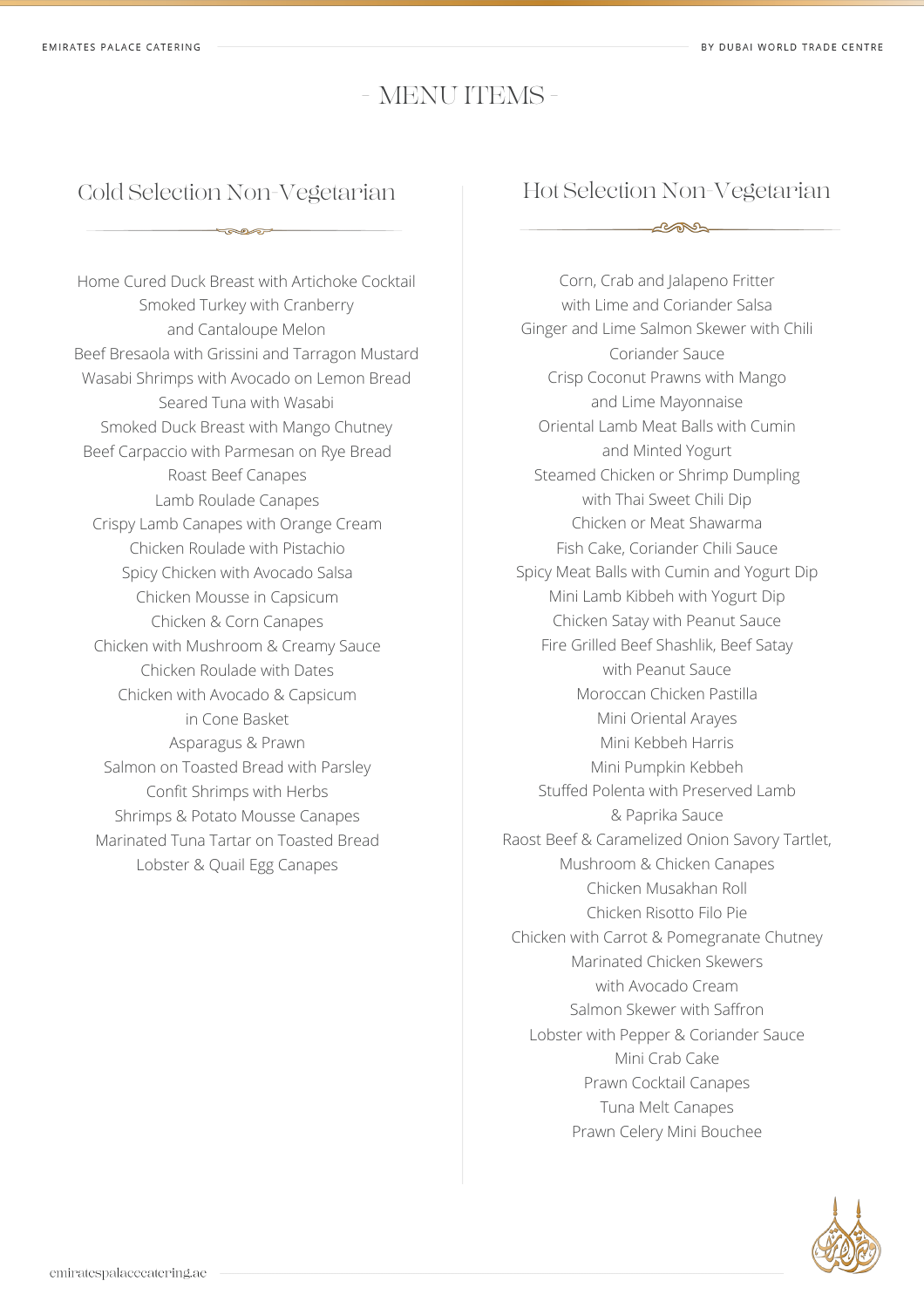# - MENU ITEMS -

## Cold Selection Non-Vegetarian

Home Cured Duck Breast with Artichoke Cocktail
Smoked Turkey with Cranberry and Cantaloupe Melon
Beef Bresaola with Grissini and Tarragon Mustard
Wasabi Shrimps with Avocado on Lemon Bread
Seared Tuna with Wasabi
Smoked Duck Breast with Mango Chutney
Beef Carpaccio with Parmesan on Rye Bread
Roast Beef Canapes
Lamb Roulade Canapes
Crispy Lamb Canapes with Orange Cream
Chicken Roulade with Pistachio
Spicy Chicken with Avocado Salsa
Chicken Mousse in Capsicum
Chicken & Corn Canapes
Chicken with Mushroom & Creamy Sauce
Chicken Roulade with Dates
Chicken with Avocado & Capsicum in Cone Basket
Asparagus & Prawn
Salmon on Toasted Bread with Parsley
Confit Shrimps with Herbs
Shrimps & Potato Mousse Canapes
Marinated Tuna Tartar on Toasted Bread
Lobster & Quail Egg Canapes

## Hot Selection Non-Vegetarian

Corn, Crab and Jalapeno Fritter with Lime and Coriander Salsa
Ginger and Lime Salmon Skewer with Chili Coriander Sauce
Crisp Coconut Prawns with Mango and Lime Mayonnaise
Oriental Lamb Meat Balls with Cumin and Minted Yogurt
Steamed Chicken or Shrimp Dumpling with Thai Sweet Chili Dip
Chicken or Meat Shawarma
Fish Cake, Coriander Chili Sauce
Spicy Meat Balls with Cumin and Yogurt Dip
Mini Lamb Kibbeh with Yogurt Dip
Chicken Satay with Peanut Sauce
Fire Grilled Beef Shashlik, Beef Satay with Peanut Sauce
Moroccan Chicken Pastilla
Mini Oriental Arayes
Mini Kebbeh Harris
Mini Pumpkin Kebbeh
Stuffed Polenta with Preserved Lamb & Paprika Sauce
Raost Beef & Caramelized Onion Savory Tartlet,
Mushroom & Chicken Canapes
Chicken Musakhan Roll
Chicken Risotto Filo Pie
Chicken with Carrot & Pomegranate Chutney
Marinated Chicken Skewers with Avocado Cream
Salmon Skewer with Saffron
Lobster with Pepper & Coriander Sauce
Mini Crab Cake
Prawn Cocktail Canapes
Tuna Melt Canapes
Prawn Celery Mini Bouchee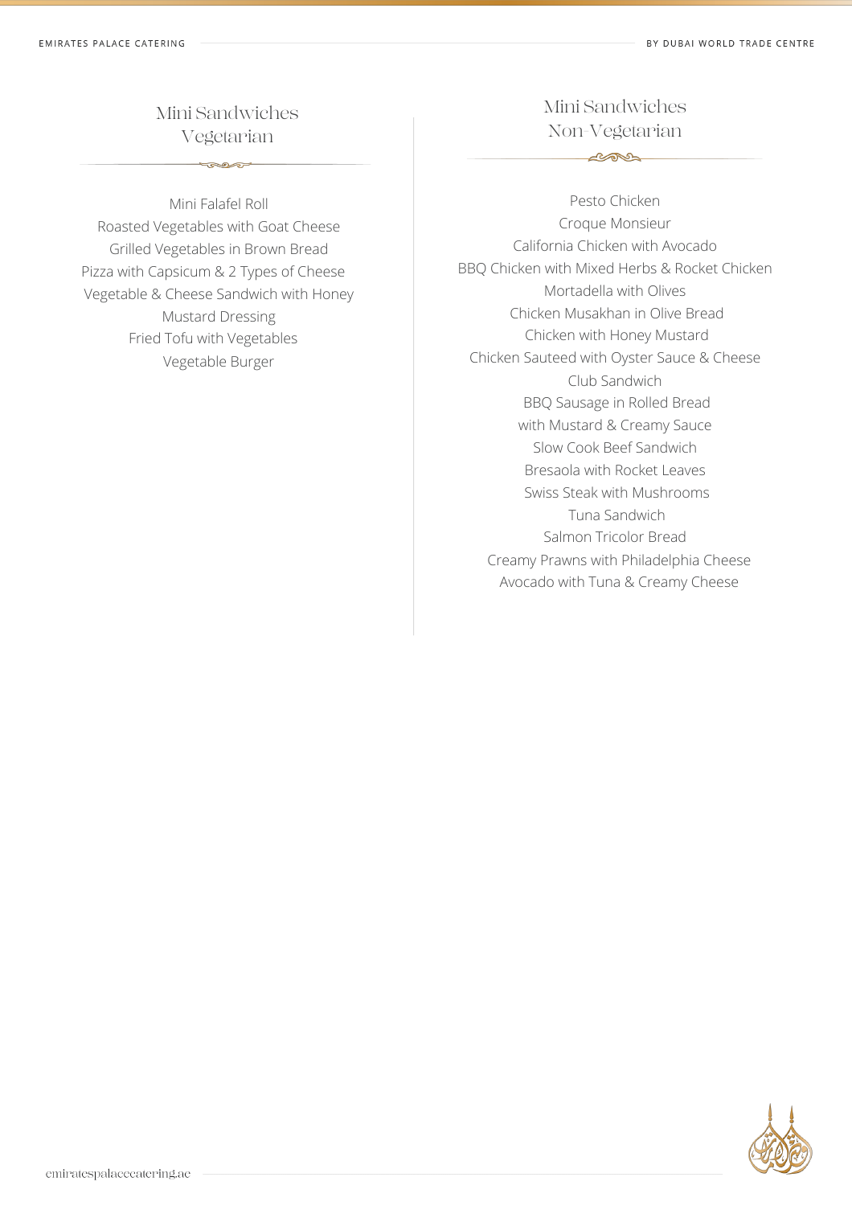## Mini Sandwiches Vegetarian

Mini Falafel Roll
Roasted Vegetables with Goat Cheese
Grilled Vegetables in Brown Bread
Pizza with Capsicum & 2 Types of Cheese
Vegetable & Cheese Sandwich with Honey Mustard Dressing
Fried Tofu with Vegetables
Vegetable Burger

## Mini Sandwiches Non-Vegetarian

Pesto Chicken
Croque Monsieur
California Chicken with Avocado
BBQ Chicken with Mixed Herbs & Rocket Chicken
Mortadella with Olives
Chicken Musakhan in Olive Bread
Chicken with Honey Mustard
Chicken Sauteed with Oyster Sauce & Cheese
Club Sandwich
BBQ Sausage in Rolled Bread with Mustard & Creamy Sauce
Slow Cook Beef Sandwich
Bresaola with Rocket Leaves
Swiss Steak with Mushrooms
Tuna Sandwich
Salmon Tricolor Bread
Creamy Prawns with Philadelphia Cheese
Avocado with Tuna & Creamy Cheese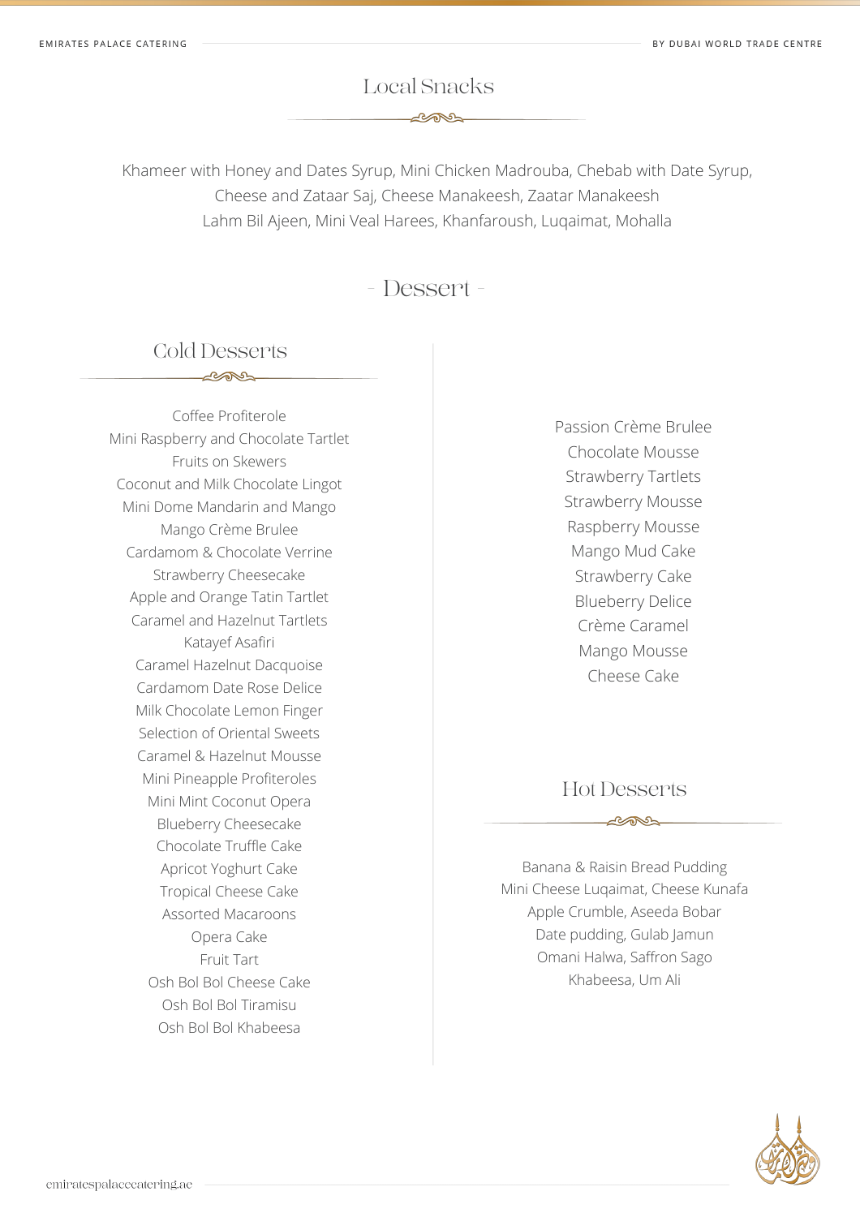## Local Snacks

Khameer with Honey and Dates Syrup, Mini Chicken Madrouba, Chebab with Date Syrup,
Cheese and Zataar Saj, Cheese Manakeesh, Zaatar Manakeesh
Lahm Bil Ajeen, Mini Veal Harees, Khanfaroush, Luqaimat, Mohalla

# - Dessert -

### Cold Desserts

Coffee Profiterole
Mini Raspberry and Chocolate Tartlet
Fruits on Skewers
Coconut and Milk Chocolate Lingot
Mini Dome Mandarin and Mango
Mango Crème Brulee
Cardamom & Chocolate Verrine
Strawberry Cheesecake
Apple and Orange Tatin Tartlet
Caramel and Hazelnut Tartlets
Katayef Asafiri
Caramel Hazelnut Dacquoise
Cardamom Date Rose Delice
Milk Chocolate Lemon Finger
Selection of Oriental Sweets
Caramel & Hazelnut Mousse
Mini Pineapple Profiteroles
Mini Mint Coconut Opera
Blueberry Cheesecake
Chocolate Truffle Cake
Apricot Yoghurt Cake
Tropical Cheese Cake
Assorted Macaroons
Opera Cake
Fruit Tart
Osh Bol Bol Cheese Cake
Osh Bol Bol Tiramisu
Osh Bol Bol Khabeesa
Passion Crème Brulee
Chocolate Mousse
Strawberry Tartlets
Strawberry Mousse
Raspberry Mousse
Mango Mud Cake
Strawberry Cake
Blueberry Delice
Crème Caramel
Mango Mousse
Cheese Cake

### Hot Desserts

Banana & Raisin Bread Pudding
Mini Cheese Luqaimat, Cheese Kunafa
Apple Crumble, Aseeda Bobar
Date pudding, Gulab Jamun
Omani Halwa, Saffron Sago
Khabeesa, Um Ali